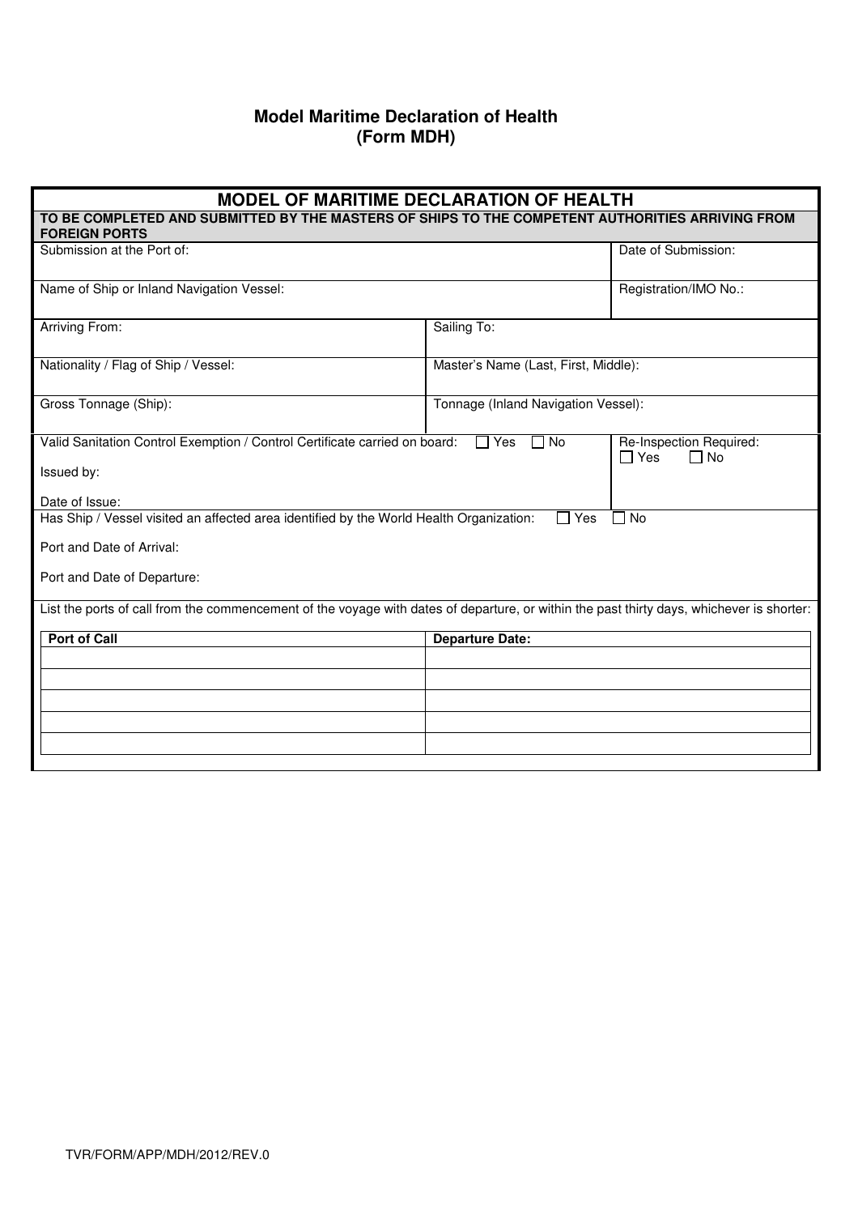# Model Maritime Declaration of Health
## (Form MDH)

## MODEL OF MARITIME DECLARATION OF HEALTH

**TO BE COMPLETED AND SUBMITTED BY THE MASTERS OF SHIPS TO THE COMPETENT AUTHORITIES ARRIVING FROM FOREIGN PORTS**

| Submission at the Port of: | Date of Submission: |
|---|---|
| Name of Ship or Inland Navigation Vessel: | Registration/IMO No.: |

| Arriving From: | Sailing To: |
|---|---|
| Nationality / Flag of Ship / Vessel: | Master's Name (Last, First, Middle): |
| Gross Tonnage (Ship): | Tonnage (Inland Navigation Vessel): |

Valid Sanitation Control Exemption / Control Certificate carried on board: ☐ Yes ☐ No

Issued by:

Date of Issue:

Re-Inspection Required: ☐ Yes ☐ No

Has Ship / Vessel visited an affected area identified by the World Health Organization: ☐ Yes ☐ No

Port and Date of Arrival:

Port and Date of Departure:

List the ports of call from the commencement of the voyage with dates of departure, or within the past thirty days, whichever is shorter:

| Port of Call | Departure Date: |
|---|---|
| | |
| | |
| | |
| | |
| | |

TVR/FORM/APP/MDH/2012/REV.0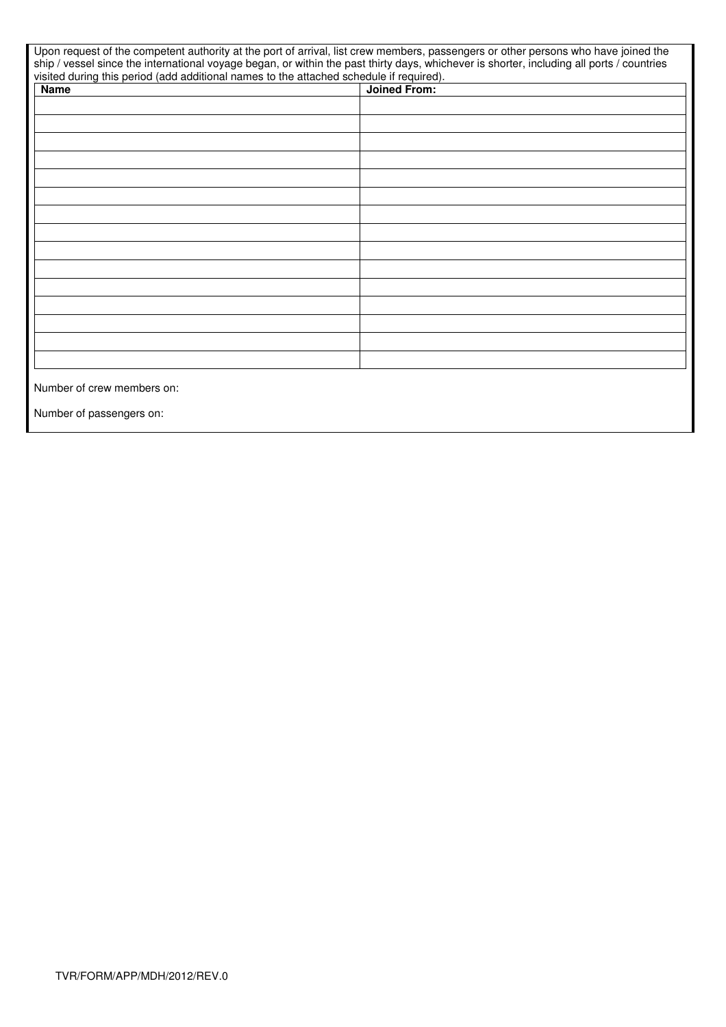Upon request of the competent authority at the port of arrival, list crew members, passengers or other persons who have joined the ship / vessel since the international voyage began, or within the past thirty days, whichever is shorter, including all ports / countries visited during this period (add additional names to the attached schedule if required).

| Name | Joined From: |
|---|---|
| | |
| | |
| | |
| | |
| | |
| | |
| | |
| | |
| | |
| | |
| | |
| | |
| | |
| | |
| | |

Number of crew members on:

Number of passengers on:

TVR/FORM/APP/MDH/2012/REV.0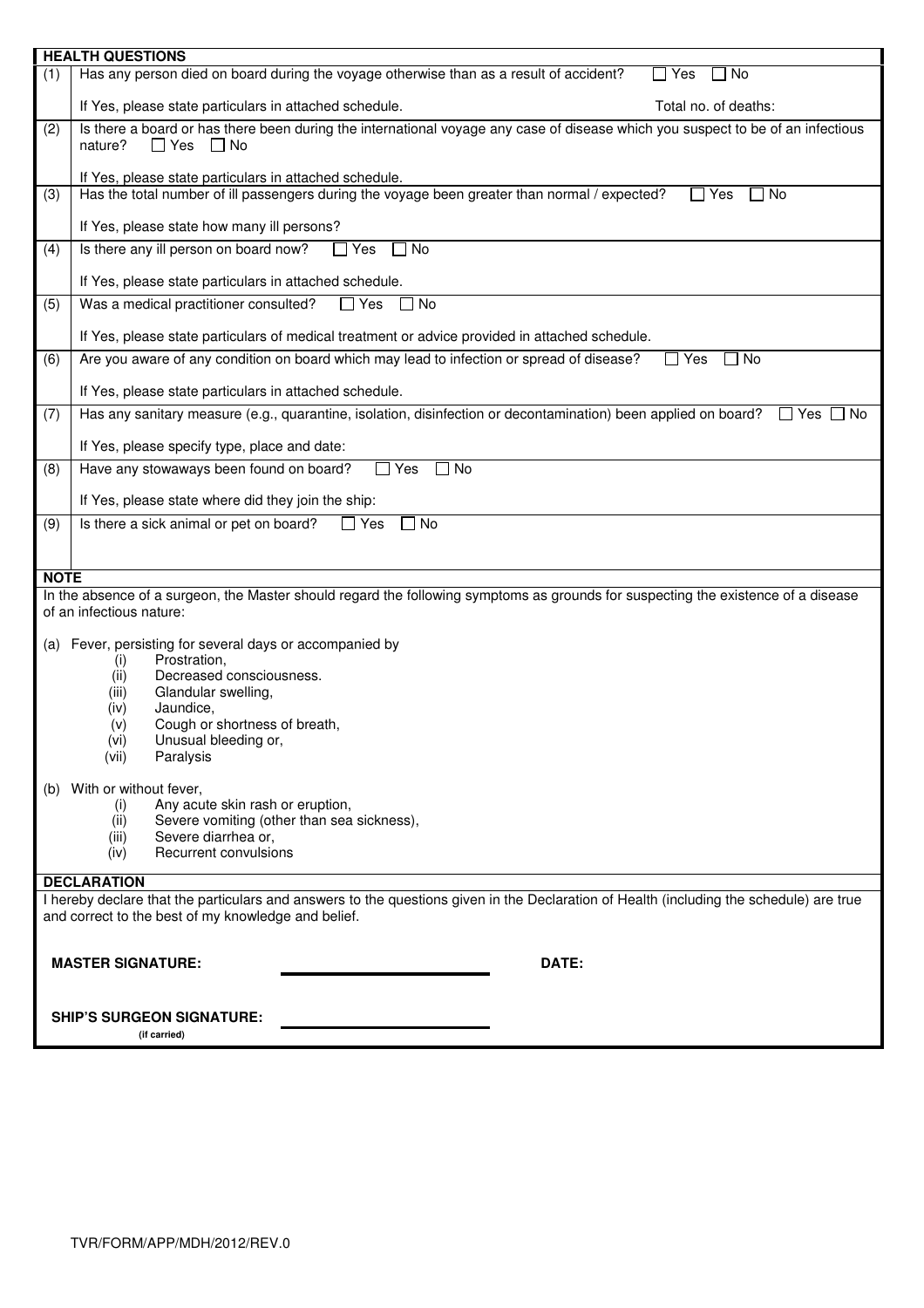## HEALTH QUESTIONS

| | |
|---|---|
| (1) | Has any person died on board during the voyage otherwise than as a result of accident? ☐ Yes ☐ No<br><br>If Yes, please state particulars in attached schedule. Total no. of deaths: |
| (2) | Is there a board or has there been during the international voyage any case of disease which you suspect to be of an infectious nature? ☐ Yes ☐ No<br><br>If Yes, please state particulars in attached schedule. |
| (3) | Has the total number of ill passengers during the voyage been greater than normal / expected? ☐ Yes ☐ No<br><br>If Yes, please state how many ill persons? |
| (4) | Is there any ill person on board now? ☐ Yes ☐ No<br><br>If Yes, please state particulars in attached schedule. |
| (5) | Was a medical practitioner consulted? ☐ Yes ☐ No<br><br>If Yes, please state particulars of medical treatment or advice provided in attached schedule. |
| (6) | Are you aware of any condition on board which may lead to infection or spread of disease? ☐ Yes ☐ No<br><br>If Yes, please state particulars in attached schedule. |
| (7) | Has any sanitary measure (e.g., quarantine, isolation, disinfection or decontamination) been applied on board? ☐ Yes ☐ No<br><br>If Yes, please specify type, place and date: |
| (8) | Have any stowaways been found on board? ☐ Yes ☐ No<br><br>If Yes, please state where did they join the ship: |
| (9) | Is there a sick animal or pet on board? ☐ Yes ☐ No |

## NOTE

In the absence of a surgeon, the Master should regard the following symptoms as grounds for suspecting the existence of a disease of an infectious nature:

(a) Fever, persisting for several days or accompanied by
- (i) Prostration,
- (ii) Decreased consciousness.
- (iii) Glandular swelling,
- (iv) Jaundice,
- (v) Cough or shortness of breath,
- (vi) Unusual bleeding or,
- (vii) Paralysis

(b) With or without fever,
- (i) Any acute skin rash or eruption,
- (ii) Severe vomiting (other than sea sickness),
- (iii) Severe diarrhea or,
- (iv) Recurrent convulsions

## DECLARATION

I hereby declare that the particulars and answers to the questions given in the Declaration of Health (including the schedule) are true and correct to the best of my knowledge and belief.

**MASTER SIGNATURE:** ______________________ **DATE:**

**SHIP'S SURGEON SIGNATURE:** ______________________
(if carried)

TVR/FORM/APP/MDH/2012/REV.0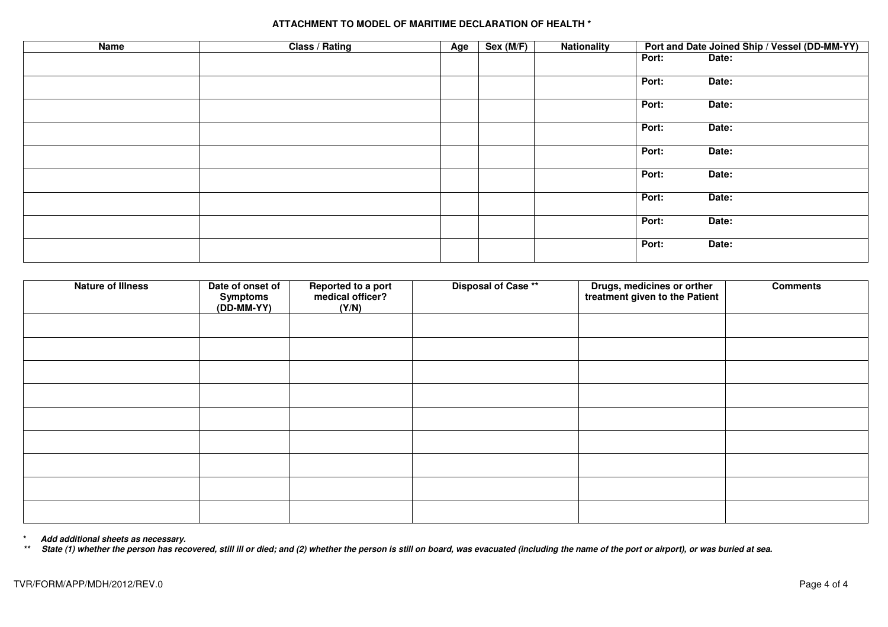**ATTACHMENT TO MODEL OF MARITIME DECLARATION OF HEALTH ***

| Name | Class / Rating | Age | Sex (M/F) | Nationality | Port and Date Joined Ship / Vessel (DD-MM-YY) |
|---|---|---|---|---|---|
| | | | | | Port: Date: |
| | | | | | Port: Date: |
| | | | | | Port: Date: |
| | | | | | Port: Date: |
| | | | | | Port: Date: |
| | | | | | Port: Date: |
| | | | | | Port: Date: |
| | | | | | Port: Date: |
| | | | | | Port: Date: |

| Nature of Illness | Date of onset of Symptoms (DD-MM-YY) | Reported to a port medical officer? (Y/N) | Disposal of Case ** | Drugs, medicines or orther treatment given to the Patient | Comments |
|---|---|---|---|---|---|
| | | | | | |
| | | | | | |
| | | | | | |
| | | | | | |
| | | | | | |
| | | | | | |
| | | | | | |
| | | | | | |
| | | | | | |

*\* Add additional sheets as necessary.*

*\*\* State (1) whether the person has recovered, still ill or died; and (2) whether the person is still on board, was evacuated (including the name of the port or airport), or was buried at sea.*

TVR/FORM/APP/MDH/2012/REV.0